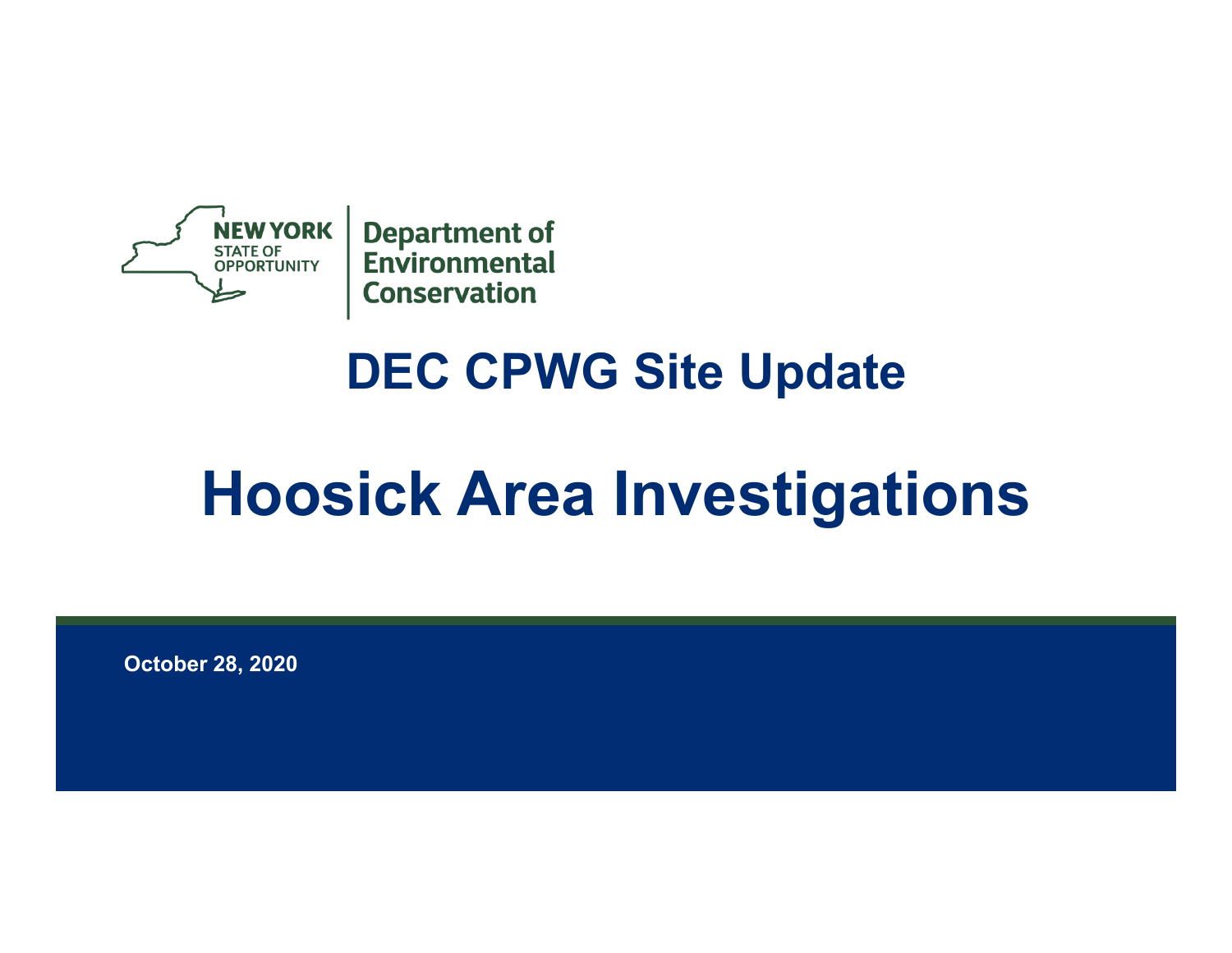NEW YORK STATE OF OPPORTUNITY | Department of Environmental Conservation

# DEC CPWG Site Update

# Hoosick Area Investigations

October 28, 2020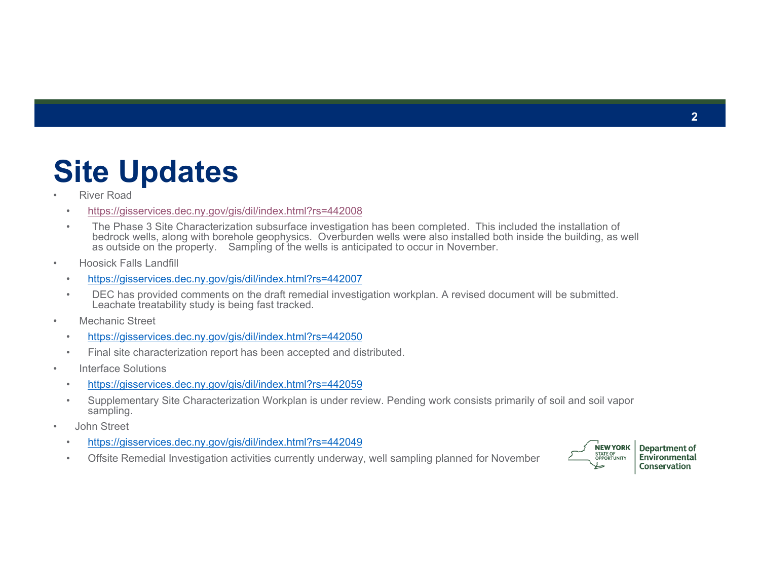# Site Updates

- River Road
  - https://gisservices.dec.ny.gov/gis/dil/index.html?rs=442008
  - The Phase 3 Site Characterization subsurface investigation has been completed. This included the installation of bedrock wells, along with borehole geophysics. Overburden wells were also installed both inside the building, as well as outside on the property. Sampling of the wells is anticipated to occur in November.
- Hoosick Falls Landfill
  - https://gisservices.dec.ny.gov/gis/dil/index.html?rs=442007
  - DEC has provided comments on the draft remedial investigation workplan. A revised document will be submitted. Leachate treatability study is being fast tracked.
- Mechanic Street
  - https://gisservices.dec.ny.gov/gis/dil/index.html?rs=442050
  - Final site characterization report has been accepted and distributed.
- Interface Solutions
  - https://gisservices.dec.ny.gov/gis/dil/index.html?rs=442059
  - Supplementary Site Characterization Workplan is under review. Pending work consists primarily of soil and soil vapor sampling.
- John Street
  - https://gisservices.dec.ny.gov/gis/dil/index.html?rs=442049
  - Offsite Remedial Investigation activities currently underway, well sampling planned for November

NEW YORK STATE OF OPPORTUNITY | Department of Environmental Conservation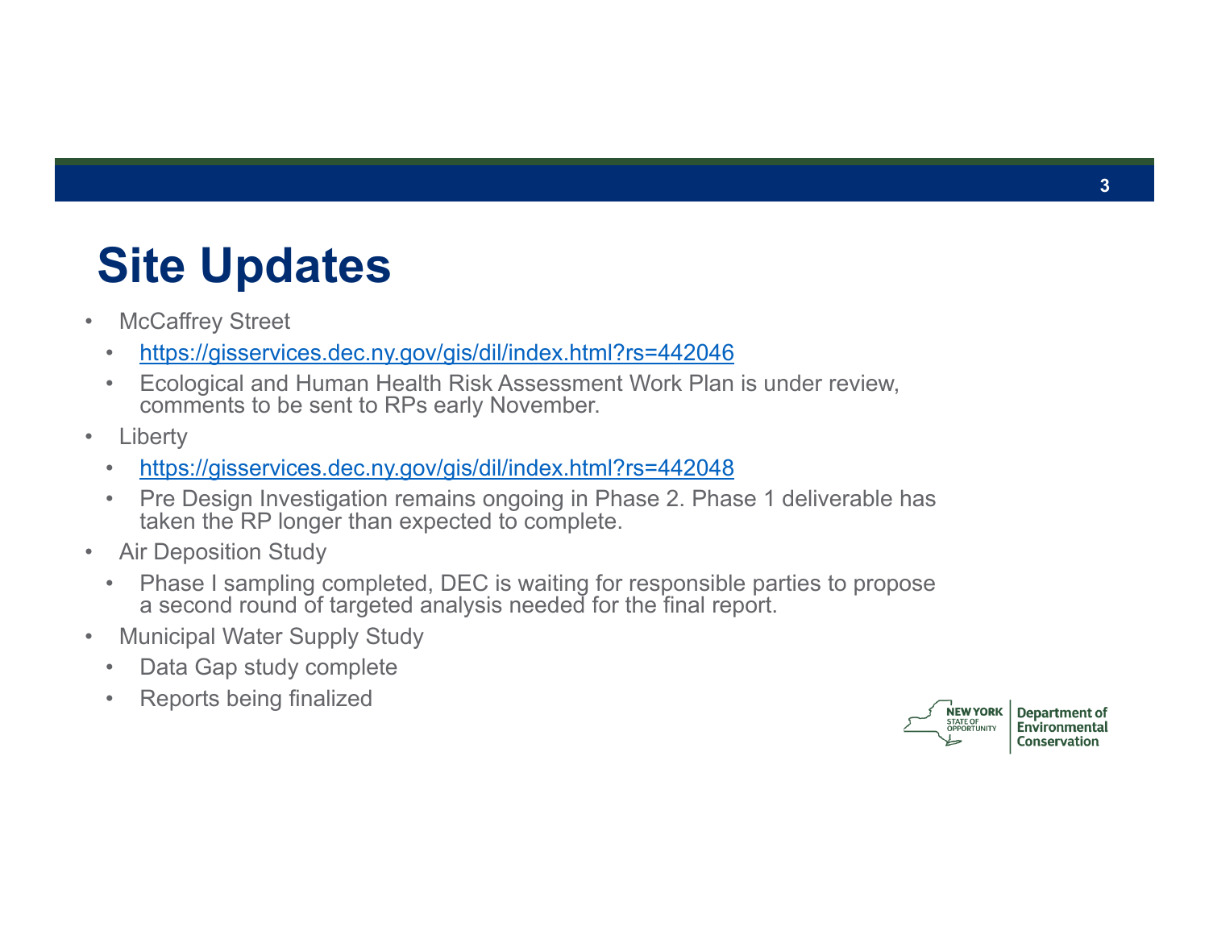# Site Updates

- McCaffrey Street
  - https://gisservices.dec.ny.gov/gis/dil/index.html?rs=442046
  - Ecological and Human Health Risk Assessment Work Plan is under review, comments to be sent to RPs early November.
- Liberty
  - https://gisservices.dec.ny.gov/gis/dil/index.html?rs=442048
  - Pre Design Investigation remains ongoing in Phase 2. Phase 1 deliverable has taken the RP longer than expected to complete.
- Air Deposition Study
  - Phase I sampling completed, DEC is waiting for responsible parties to propose a second round of targeted analysis needed for the final report.
- Municipal Water Supply Study
  - Data Gap study complete
  - Reports being finalized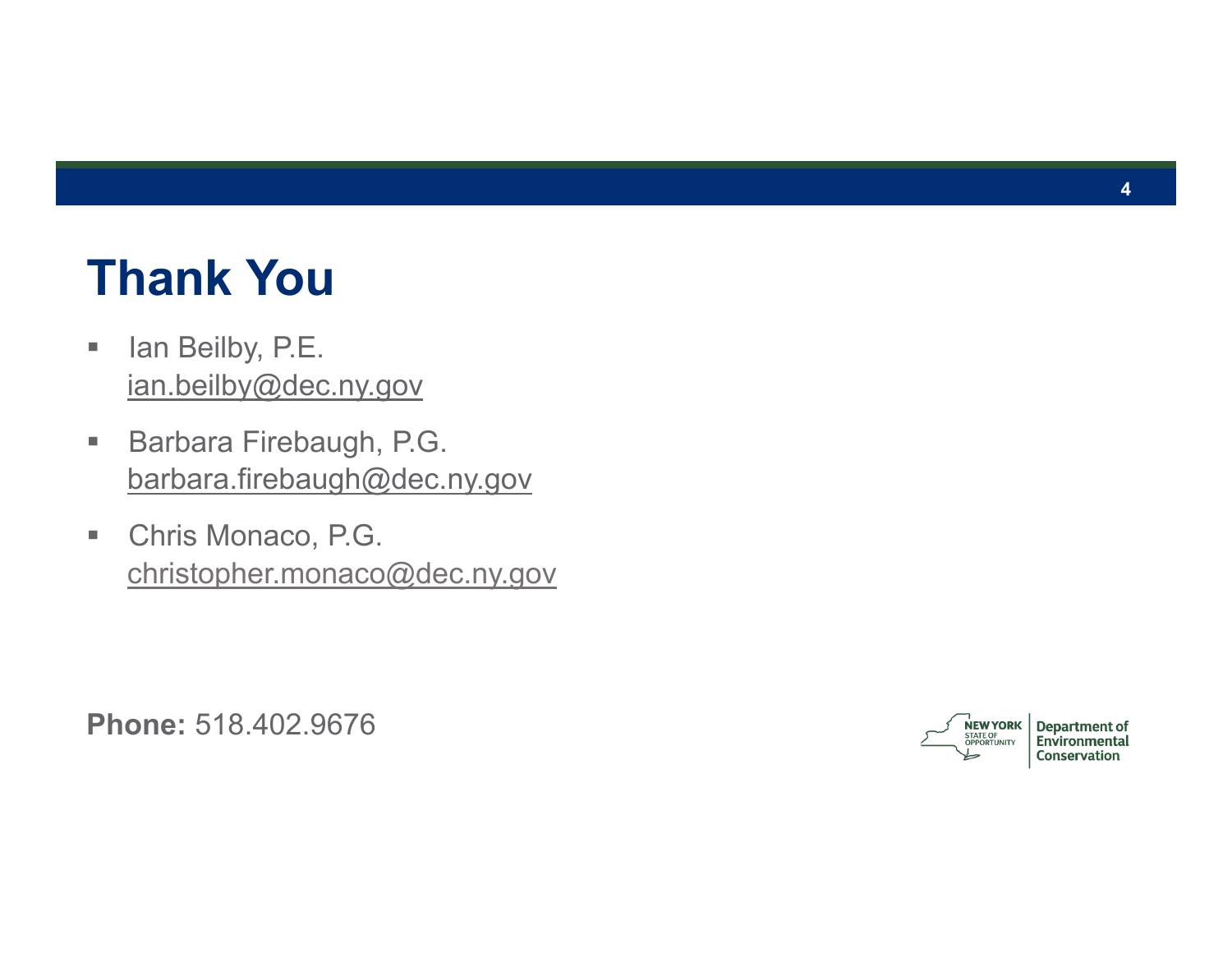# Thank You

- Ian Beilby, P.E.
  ian.beilby@dec.ny.gov
- Barbara Firebaugh, P.G.
  barbara.firebaugh@dec.ny.gov
- Chris Monaco, P.G.
  christopher.monaco@dec.ny.gov

**Phone:** 518.402.9676

NEW YORK STATE OF OPPORTUNITY | Department of Environmental Conservation